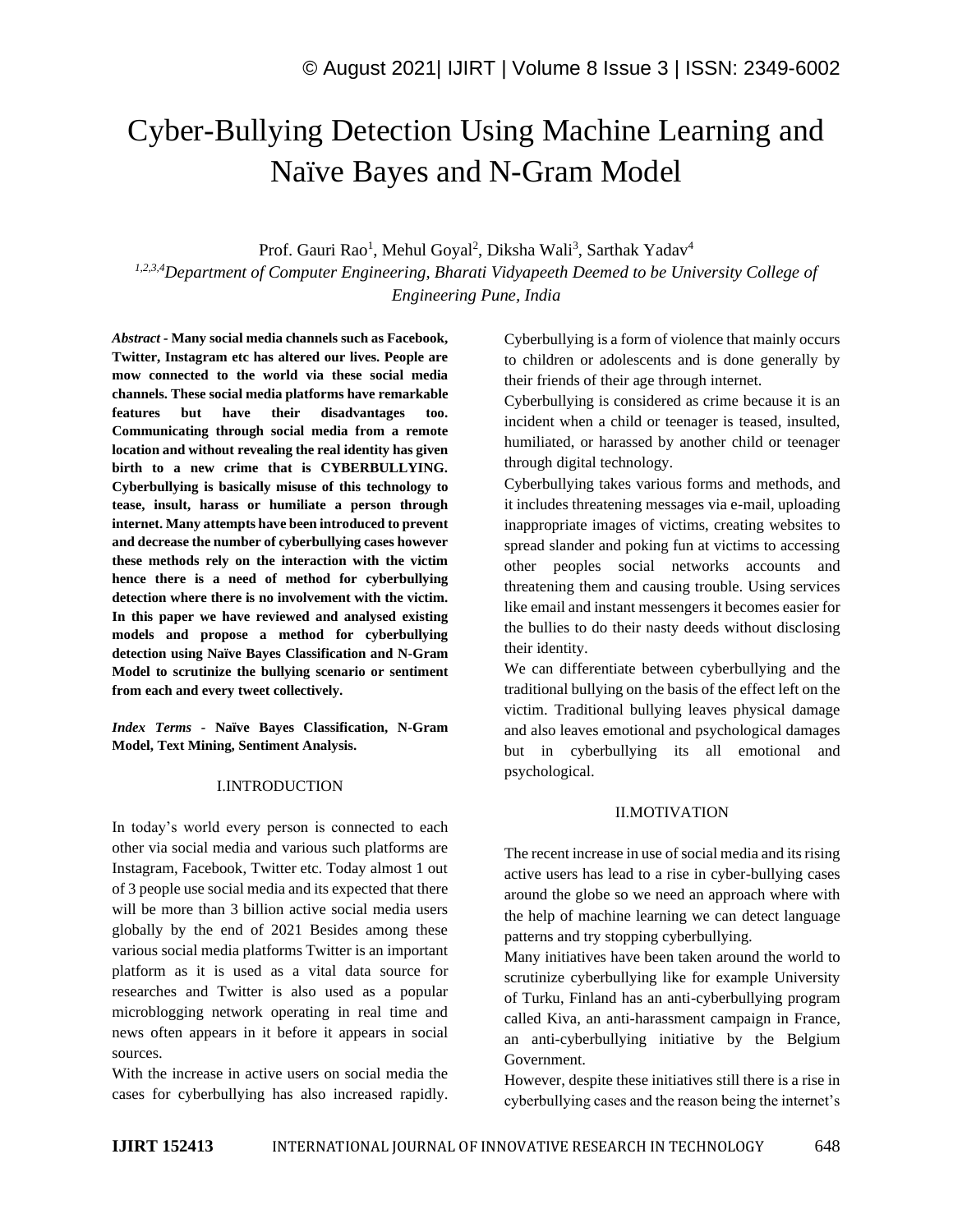# Cyber-Bullying Detection Using Machine Learning and Naïve Bayes and N-Gram Model

Prof. Gauri Rao[1], Mehul Goyal[2], Diksha Wali[3], Sarthak Yadav[4]

[1,2,3,4]*Department of Computer Engineering, Bharati Vidyapeeth Deemed to be University College of Engineering Pune, India*

***Abstract* - Many social media channels such as Facebook, Twitter, Instagram etc has altered our lives. People are mow connected to the world via these social media channels. These social media platforms have remarkable features but have their disadvantages too. Communicating through social media from a remote location and without revealing the real identity has given birth to a new crime that is CYBERBULLYING. Cyberbullying is basically misuse of this technology to tease, insult, harass or humiliate a person through internet. Many attempts have been introduced to prevent and decrease the number of cyberbullying cases however these methods rely on the interaction with the victim hence there is a need of method for cyberbullying detection where there is no involvement with the victim. In this paper we have reviewed and analysed existing models and propose a method for cyberbullying detection using Naïve Bayes Classification and N-Gram Model to scrutinize the bullying scenario or sentiment from each and every tweet collectively.**

***Index Terms* - Naïve Bayes Classification, N-Gram Model, Text Mining, Sentiment Analysis.**

## I.INTRODUCTION

In today's world every person is connected to each other via social media and various such platforms are Instagram, Facebook, Twitter etc. Today almost 1 out of 3 people use social media and its expected that there will be more than 3 billion active social media users globally by the end of 2021 Besides among these various social media platforms Twitter is an important platform as it is used as a vital data source for researches and Twitter is also used as a popular microblogging network operating in real time and news often appears in it before it appears in social sources.

With the increase in active users on social media the cases for cyberbullying has also increased rapidly. Cyberbullying is a form of violence that mainly occurs to children or adolescents and is done generally by their friends of their age through internet.

Cyberbullying is considered as crime because it is an incident when a child or teenager is teased, insulted, humiliated, or harassed by another child or teenager through digital technology.

Cyberbullying takes various forms and methods, and it includes threatening messages via e-mail, uploading inappropriate images of victims, creating websites to spread slander and poking fun at victims to accessing other peoples social networks accounts and threatening them and causing trouble. Using services like email and instant messengers it becomes easier for the bullies to do their nasty deeds without disclosing their identity.

We can differentiate between cyberbullying and the traditional bullying on the basis of the effect left on the victim. Traditional bullying leaves physical damage and also leaves emotional and psychological damages but in cyberbullying its all emotional and psychological.

## II.MOTIVATION

The recent increase in use of social media and its rising active users has lead to a rise in cyber-bullying cases around the globe so we need an approach where with the help of machine learning we can detect language patterns and try stopping cyberbullying.

Many initiatives have been taken around the world to scrutinize cyberbullying like for example University of Turku, Finland has an anti-cyberbullying program called Kiva, an anti-harassment campaign in France, an anti-cyberbullying initiative by the Belgium Government.

However, despite these initiatives still there is a rise in cyberbullying cases and the reason being the internet's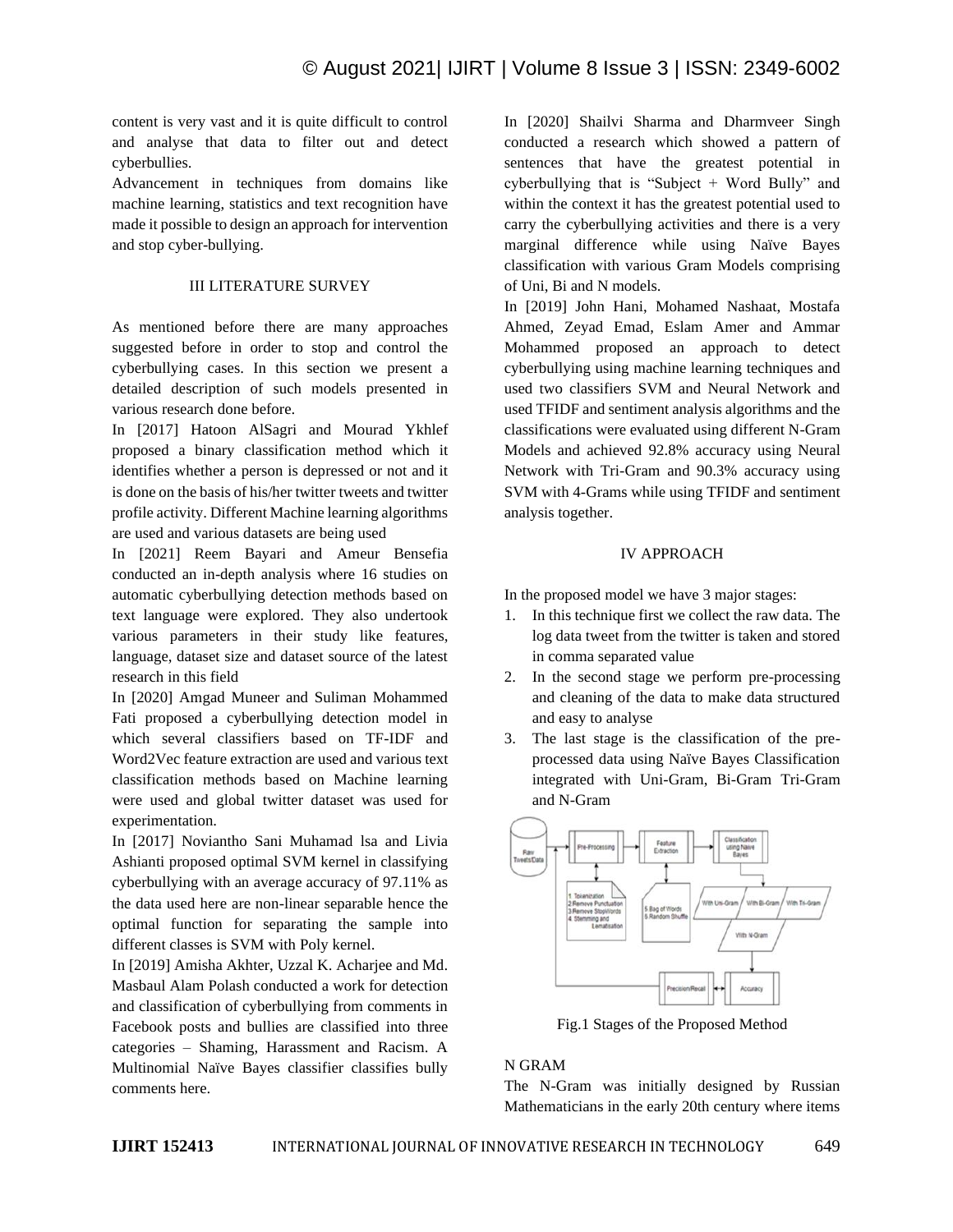content is very vast and it is quite difficult to control and analyse that data to filter out and detect cyberbullies.

Advancement in techniques from domains like machine learning, statistics and text recognition have made it possible to design an approach for intervention and stop cyber-bullying.

## III LITERATURE SURVEY

As mentioned before there are many approaches suggested before in order to stop and control the cyberbullying cases. In this section we present a detailed description of such models presented in various research done before.

In [2017] Hatoon AlSagri and Mourad Ykhlef proposed a binary classification method which it identifies whether a person is depressed or not and it is done on the basis of his/her twitter tweets and twitter profile activity. Different Machine learning algorithms are used and various datasets are being used

In [2021] Reem Bayari and Ameur Bensefia conducted an in-depth analysis where 16 studies on automatic cyberbullying detection methods based on text language were explored. They also undertook various parameters in their study like features, language, dataset size and dataset source of the latest research in this field

In [2020] Amgad Muneer and Suliman Mohammed Fati proposed a cyberbullying detection model in which several classifiers based on TF-IDF and Word2Vec feature extraction are used and various text classification methods based on Machine learning were used and global twitter dataset was used for experimentation.

In [2017] Noviantho Sani Muhamad lsa and Livia Ashianti proposed optimal SVM kernel in classifying cyberbullying with an average accuracy of 97.11% as the data used here are non-linear separable hence the optimal function for separating the sample into different classes is SVM with Poly kernel.

In [2019] Amisha Akhter, Uzzal K. Acharjee and Md. Masbaul Alam Polash conducted a work for detection and classification of cyberbullying from comments in Facebook posts and bullies are classified into three categories – Shaming, Harassment and Racism. A Multinomial Naïve Bayes classifier classifies bully comments here.

In [2020] Shailvi Sharma and Dharmveer Singh conducted a research which showed a pattern of sentences that have the greatest potential in cyberbullying that is "Subject + Word Bully" and within the context it has the greatest potential used to carry the cyberbullying activities and there is a very marginal difference while using Naïve Bayes classification with various Gram Models comprising of Uni, Bi and N models.

In [2019] John Hani, Mohamed Nashaat, Mostafa Ahmed, Zeyad Emad, Eslam Amer and Ammar Mohammed proposed an approach to detect cyberbullying using machine learning techniques and used two classifiers SVM and Neural Network and used TFIDF and sentiment analysis algorithms and the classifications were evaluated using different N-Gram Models and achieved 92.8% accuracy using Neural Network with Tri-Gram and 90.3% accuracy using SVM with 4-Grams while using TFIDF and sentiment analysis together.

## IV APPROACH

In the proposed model we have 3 major stages:

1. In this technique first we collect the raw data. The log data tweet from the twitter is taken and stored in comma separated value
2. In the second stage we perform pre-processing and cleaning of the data to make data structured and easy to analyse
3. The last stage is the classification of the pre-processed data using Naïve Bayes Classification integrated with Uni-Gram, Bi-Gram Tri-Gram and N-Gram

Fig.1 Stages of the Proposed Method

### N GRAM

The N-Gram was initially designed by Russian Mathematicians in the early 20th century where items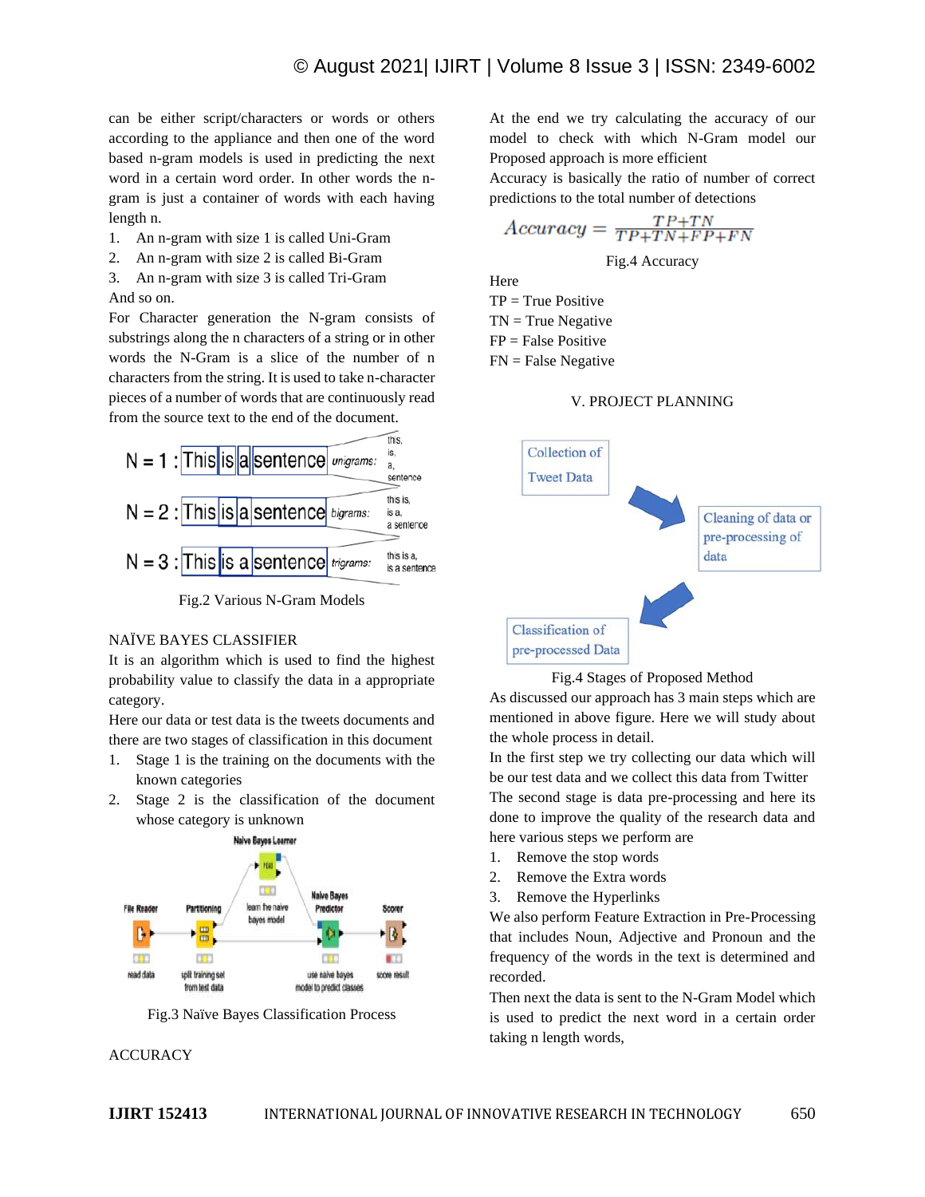can be either script/characters or words or others according to the appliance and then one of the word based n-gram models is used in predicting the next word in a certain word order. In other words the n-gram is just a container of words with each having length n.

1. An n-gram with size 1 is called Uni-Gram
2. An n-gram with size 2 is called Bi-Gram
3. An n-gram with size 3 is called Tri-Gram

And so on.

For Character generation the N-gram consists of substrings along the n characters of a string or in other words the N-Gram is a slice of the number of n characters from the string. It is used to take n-character pieces of a number of words that are continuously read from the source text to the end of the document.

Fig.2 Various N-Gram Models

NAÏVE BAYES CLASSIFIER

It is an algorithm which is used to find the highest probability value to classify the data in a appropriate category.

Here our data or test data is the tweets documents and there are two stages of classification in this document

1. Stage 1 is the training on the documents with the known categories
2. Stage 2 is the classification of the document whose category is unknown

Fig.3 Naïve Bayes Classification Process

ACCURACY

At the end we try calculating the accuracy of our model to check with which N-Gram model our Proposed approach is more efficient

Accuracy is basically the ratio of number of correct predictions to the total number of detections

$$Accuracy = \frac{TP+TN}{TP+TN+FP+FN}$$

Fig.4 Accuracy

Here

TP = True Positive

TN = True Negative

FP = False Positive

FN = False Negative

## V. PROJECT PLANNING

Fig.4 Stages of Proposed Method

As discussed our approach has 3 main steps which are mentioned in above figure. Here we will study about the whole process in detail.

In the first step we try collecting our data which will be our test data and we collect this data from Twitter

The second stage is data pre-processing and here its done to improve the quality of the research data and here various steps we perform are

1. Remove the stop words
2. Remove the Extra words
3. Remove the Hyperlinks

We also perform Feature Extraction in Pre-Processing that includes Noun, Adjective and Pronoun and the frequency of the words in the text is determined and recorded.

Then next the data is sent to the N-Gram Model which is used to predict the next word in a certain order taking n length words,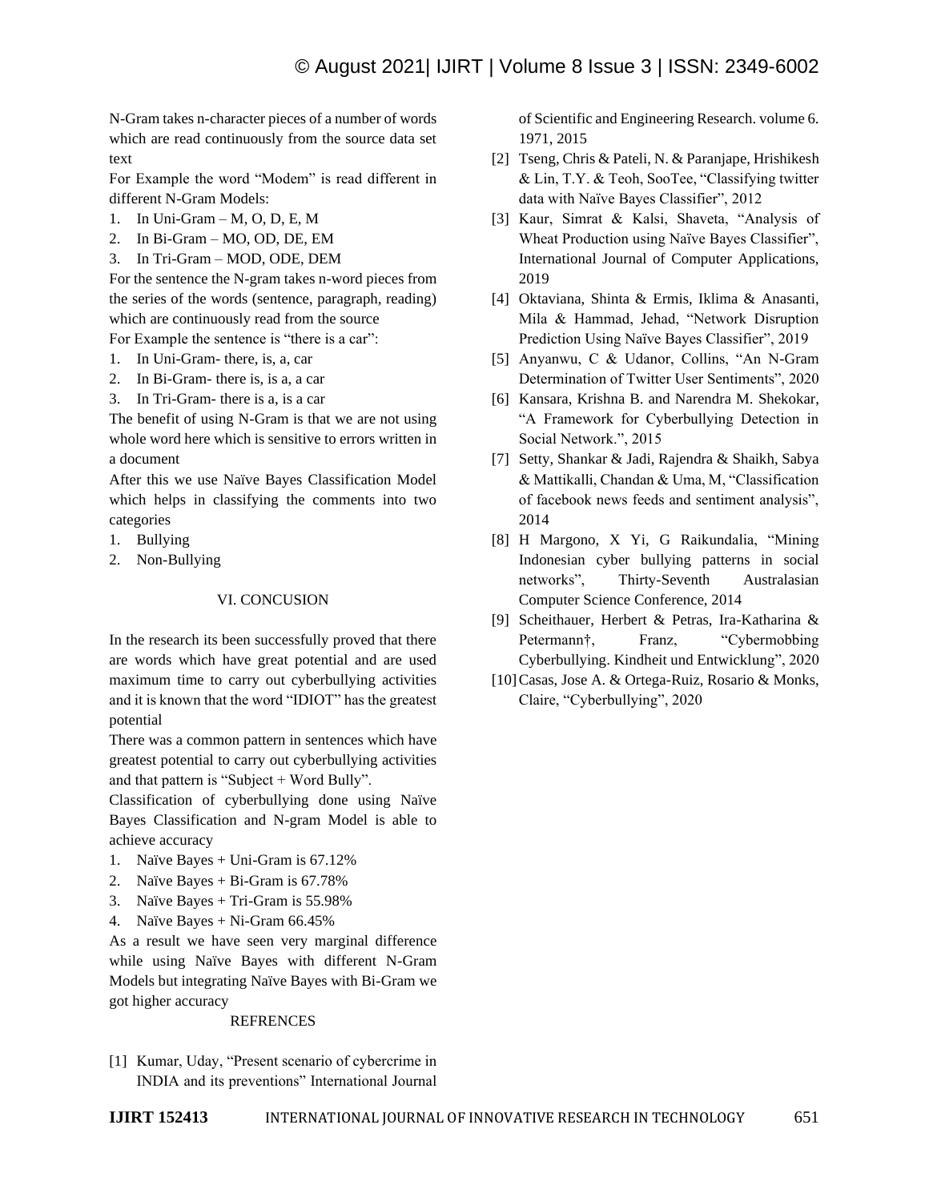N-Gram takes n-character pieces of a number of words which are read continuously from the source data set text

For Example the word "Modem" is read different in different N-Gram Models:

1. In Uni-Gram – M, O, D, E, M
2. In Bi-Gram – MO, OD, DE, EM
3. In Tri-Gram – MOD, ODE, DEM

For the sentence the N-gram takes n-word pieces from the series of the words (sentence, paragraph, reading) which are continuously read from the source

For Example the sentence is "there is a car":

1. In Uni-Gram- there, is, a, car
2. In Bi-Gram- there is, is a, a car
3. In Tri-Gram- there is a, is a car

The benefit of using N-Gram is that we are not using whole word here which is sensitive to errors written in a document

After this we use Naïve Bayes Classification Model which helps in classifying the comments into two categories

1. Bullying
2. Non-Bullying

## VI. CONCUSION

In the research its been successfully proved that there are words which have great potential and are used maximum time to carry out cyberbullying activities and it is known that the word "IDIOT" has the greatest potential

There was a common pattern in sentences which have greatest potential to carry out cyberbullying activities and that pattern is "Subject + Word Bully".

Classification of cyberbullying done using Naïve Bayes Classification and N-gram Model is able to achieve accuracy

1. Naïve Bayes + Uni-Gram is 67.12%
2. Naïve Bayes + Bi-Gram is 67.78%
3. Naïve Bayes + Tri-Gram is 55.98%
4. Naïve Bayes + Ni-Gram 66.45%

As a result we have seen very marginal difference while using Naïve Bayes with different N-Gram Models but integrating Naïve Bayes with Bi-Gram we got higher accuracy

## REFRENCES

[1] Kumar, Uday, "Present scenario of cybercrime in INDIA and its preventions" International Journal of Scientific and Engineering Research. volume 6. 1971, 2015

[2] Tseng, Chris & Pateli, N. & Paranjape, Hrishikesh & Lin, T.Y. & Teoh, SooTee, "Classifying twitter data with Naïve Bayes Classifier", 2012

[3] Kaur, Simrat & Kalsi, Shaveta, "Analysis of Wheat Production using Naïve Bayes Classifier", International Journal of Computer Applications, 2019

[4] Oktaviana, Shinta & Ermis, Iklima & Anasanti, Mila & Hammad, Jehad, "Network Disruption Prediction Using Naïve Bayes Classifier", 2019

[5] Anyanwu, C & Udanor, Collins, "An N-Gram Determination of Twitter User Sentiments", 2020

[6] Kansara, Krishna B. and Narendra M. Shekokar, "A Framework for Cyberbullying Detection in Social Network.", 2015

[7] Setty, Shankar & Jadi, Rajendra & Shaikh, Sabya & Mattikalli, Chandan & Uma, M, "Classification of facebook news feeds and sentiment analysis", 2014

[8] H Margono, X Yi, G Raikundalia, "Mining Indonesian cyber bullying patterns in social networks", Thirty-Seventh Australasian Computer Science Conference, 2014

[9] Scheithauer, Herbert & Petras, Ira-Katharina & Petermann†, Franz, "Cybermobbing Cyberbullying. Kindheit und Entwicklung", 2020

[10] Casas, Jose A. & Ortega-Ruiz, Rosario & Monks, Claire, "Cyberbullying", 2020